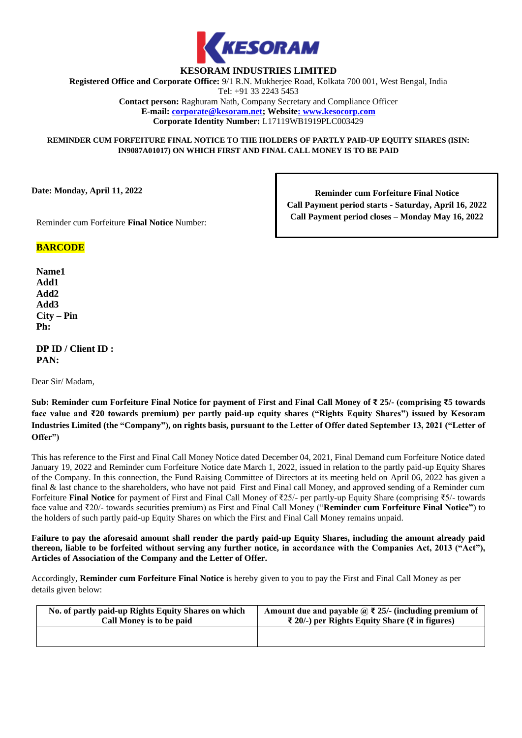# KESORAM INDUSTRIES LIMITED

**Registered Office and Corporate Office:** 9/1 R.N. Mukherjee Road, Kolkata 700 001, West Bengal, India
Tel: +91 33 2243 5453
**Contact person:** Raghuram Nath, Company Secretary and Compliance Officer
**E-mail:** corporate@kesoram.net**; Website:** www.kesocorp.com
**Corporate Identity Number:** L17119WB1919PLC003429

**REMINDER CUM FORFEITURE FINAL NOTICE TO THE HOLDERS OF PARTLY PAID-UP EQUITY SHARES (ISIN: IN9087A01017) ON WHICH FIRST AND FINAL CALL MONEY IS TO BE PAID**

**Date: Monday, April 11, 2022**

| **Reminder cum Forfeiture Final Notice** |
|---|
| **Call Payment period starts - Saturday, April 16, 2022** |
| **Call Payment period closes – Monday May 16, 2022** |

Reminder cum Forfeiture **Final Notice** Number:

**BARCODE**

**Name1**
**Add1**
**Add2**
**Add3**
**City – Pin**
**Ph:**

**DP ID / Client ID :**
**PAN:**

Dear Sir/ Madam,

**Sub: Reminder cum Forfeiture Final Notice for payment of First and Final Call Money of ₹ 25/- (comprising ₹5 towards face value and ₹20 towards premium) per partly paid-up equity shares ("Rights Equity Shares") issued by Kesoram Industries Limited (the "Company"), on rights basis, pursuant to the Letter of Offer dated September 13, 2021 ("Letter of Offer")**

This has reference to the First and Final Call Money Notice dated December 04, 2021, Final Demand cum Forfeiture Notice dated January 19, 2022 and Reminder cum Forfeiture Notice date March 1, 2022, issued in relation to the partly paid-up Equity Shares of the Company. In this connection, the Fund Raising Committee of Directors at its meeting held on April 06, 2022 has given a final & last chance to the shareholders, who have not paid First and Final call Money, and approved sending of a Reminder cum Forfeiture **Final Notice** for payment of First and Final Call Money of ₹25/- per partly-up Equity Share (comprising ₹5/- towards face value and ₹20/- towards securities premium) as First and Final Call Money ("**Reminder cum Forfeiture Final Notice**") to the holders of such partly paid-up Equity Shares on which the First and Final Call Money remains unpaid.

**Failure to pay the aforesaid amount shall render the partly paid-up Equity Shares, including the amount already paid thereon, liable to be forfeited without serving any further notice, in accordance with the Companies Act, 2013 ("Act"), Articles of Association of the Company and the Letter of Offer.**

Accordingly, **Reminder cum Forfeiture Final Notice** is hereby given to you to pay the First and Final Call Money as per details given below:

| No. of partly paid-up Rights Equity Shares on which Call Money is to be paid | Amount due and payable @ ₹ 25/- (including premium of ₹ 20/-) per Rights Equity Share (₹ in figures) |
|---|---|
| | |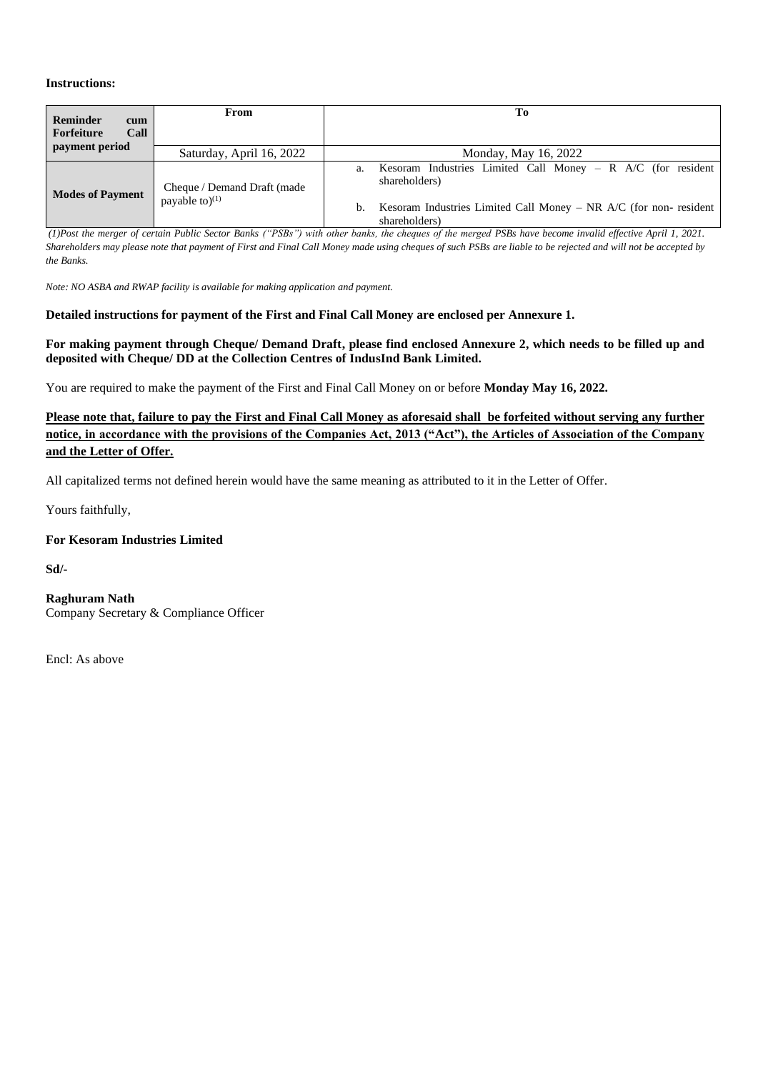**Instructions:**

| | From | To |
|---|---|---|
| **Reminder cum Forfeiture Call payment period** | Saturday, April 16, 2022 | Monday, May 16, 2022 |
| **Modes of Payment** | Cheque / Demand Draft (made payable to)(1) | a. Kesoram Industries Limited Call Money – R A/C (for resident shareholders)<br>b. Kesoram Industries Limited Call Money – NR A/C (for non- resident shareholders) |

*(1)Post the merger of certain Public Sector Banks ("PSBs") with other banks, the cheques of the merged PSBs have become invalid effective April 1, 2021. Shareholders may please note that payment of First and Final Call Money made using cheques of such PSBs are liable to be rejected and will not be accepted by the Banks.*

*Note: NO ASBA and RWAP facility is available for making application and payment.*

**Detailed instructions for payment of the First and Final Call Money are enclosed per Annexure 1.**

**For making payment through Cheque/ Demand Draft, please find enclosed Annexure 2, which needs to be filled up and deposited with Cheque/ DD at the Collection Centres of IndusInd Bank Limited.**

You are required to make the payment of the First and Final Call Money on or before **Monday May 16, 2022.**

**Please note that, failure to pay the First and Final Call Money as aforesaid shall be forfeited without serving any further notice, in accordance with the provisions of the Companies Act, 2013 ("Act"), the Articles of Association of the Company and the Letter of Offer.**

All capitalized terms not defined herein would have the same meaning as attributed to it in the Letter of Offer.

Yours faithfully,

**For Kesoram Industries Limited**

**Sd/-**

**Raghuram Nath**
Company Secretary & Compliance Officer

Encl: As above